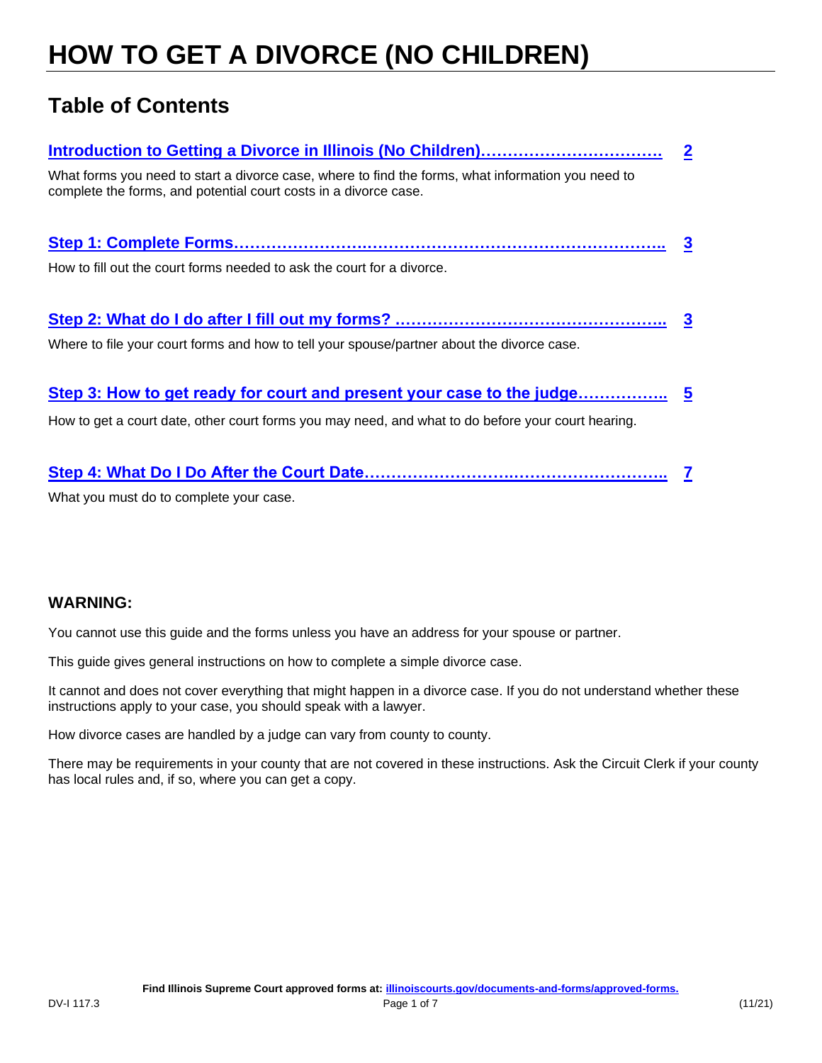# HOW TO GET A DIVORCE (NO CHILDREN)

## Table of Contents

**Introduction to Getting a Divorce in Illinois (No Children)……………………………. 2**

What forms you need to start a divorce case, where to find the forms, what information you need to complete the forms, and potential court costs in a divorce case.

**Step 1: Complete Forms……………………………………………………………………….. 3**

How to fill out the court forms needed to ask the court for a divorce.

**Step 2: What do I do after I fill out my forms? ………………………………………….. 3**

Where to file your court forms and how to tell your spouse/partner about the divorce case.

**Step 3: How to get ready for court and present your case to the judge…………….. 5**

How to get a court date, other court forms you may need, and what to do before your court hearing.

**Step 4: What Do I Do After the Court Date……………………….……………………….. 7**

What you must do to complete your case.

### WARNING:

You cannot use this guide and the forms unless you have an address for your spouse or partner.

This guide gives general instructions on how to complete a simple divorce case.

It cannot and does not cover everything that might happen in a divorce case. If you do not understand whether these instructions apply to your case, you should speak with a lawyer.

How divorce cases are handled by a judge can vary from county to county.

There may be requirements in your county that are not covered in these instructions. Ask the Circuit Clerk if your county has local rules and, if so, where you can get a copy.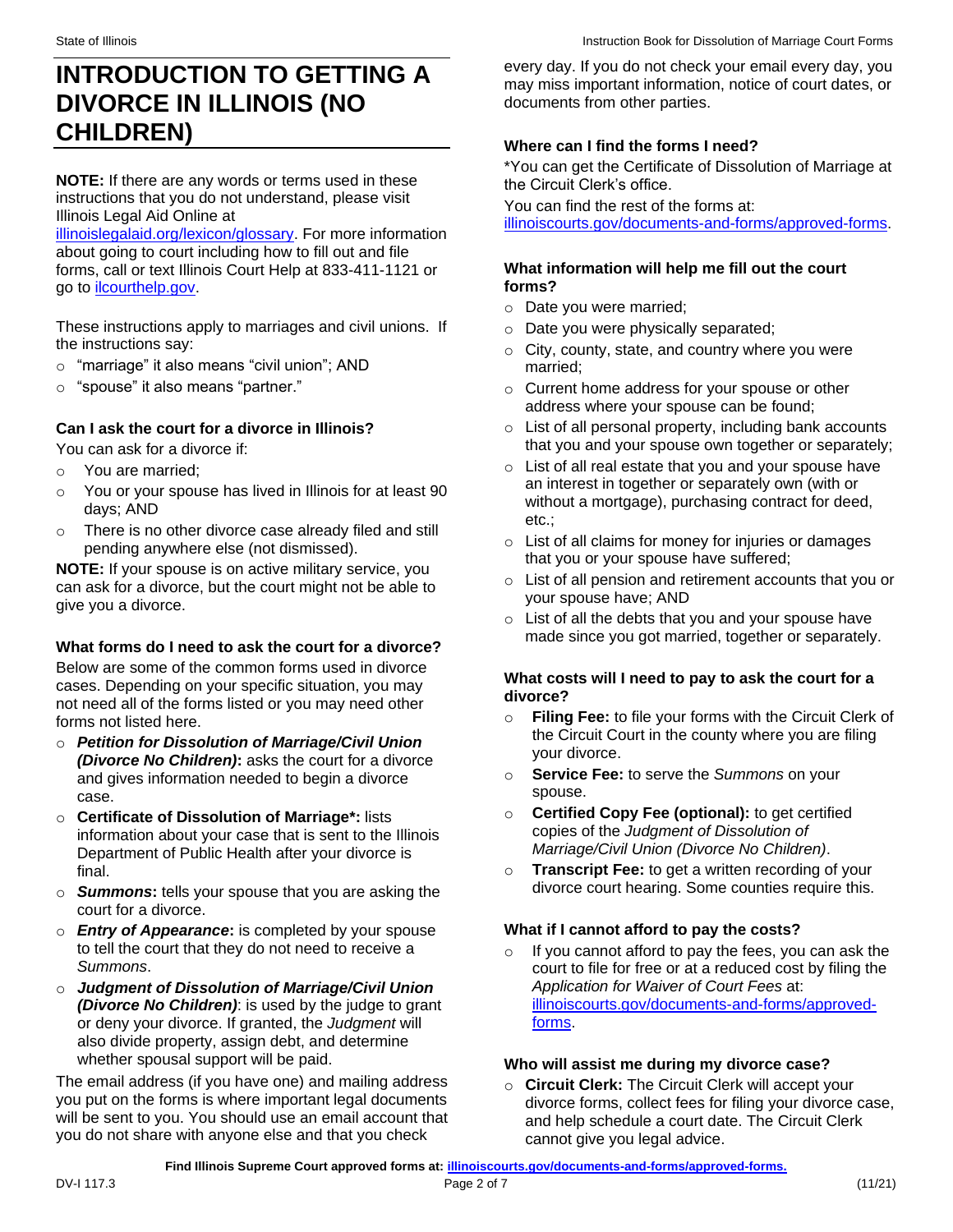# INTRODUCTION TO GETTING A DIVORCE IN ILLINOIS (NO CHILDREN)

**NOTE:** If there are any words or terms used in these instructions that you do not understand, please visit Illinois Legal Aid Online at illinoislegalaid.org/lexicon/glossary. For more information about going to court including how to fill out and file forms, call or text Illinois Court Help at 833-411-1121 or go to ilcourthelp.gov.

These instructions apply to marriages and civil unions. If the instructions say:

- "marriage" it also means "civil union"; AND
- "spouse" it also means "partner."

### Can I ask the court for a divorce in Illinois?

You can ask for a divorce if:

- You are married;
- You or your spouse has lived in Illinois for at least 90 days; AND
- There is no other divorce case already filed and still pending anywhere else (not dismissed).

**NOTE:** If your spouse is on active military service, you can ask for a divorce, but the court might not be able to give you a divorce.

### What forms do I need to ask the court for a divorce?

Below are some of the common forms used in divorce cases. Depending on your specific situation, you may not need all of the forms listed or you may need other forms not listed here.

- ***Petition for Dissolution of Marriage/Civil Union (Divorce No Children)*:** asks the court for a divorce and gives information needed to begin a divorce case.
- **Certificate of Dissolution of Marriage*:** lists information about your case that is sent to the Illinois Department of Public Health after your divorce is final.
- ***Summons*:** tells your spouse that you are asking the court for a divorce.
- ***Entry of Appearance*:** is completed by your spouse to tell the court that they do not need to receive a *Summons*.
- ***Judgment of Dissolution of Marriage/Civil Union (Divorce No Children)***: is used by the judge to grant or deny your divorce. If granted, the *Judgment* will also divide property, assign debt, and determine whether spousal support will be paid.

The email address (if you have one) and mailing address you put on the forms is where important legal documents will be sent to you. You should use an email account that you do not share with anyone else and that you check every day. If you do not check your email every day, you may miss important information, notice of court dates, or documents from other parties.

### Where can I find the forms I need?

*You can get the Certificate of Dissolution of Marriage at the Circuit Clerk's office.

You can find the rest of the forms at: illinoiscourts.gov/documents-and-forms/approved-forms.

### What information will help me fill out the court forms?

- Date you were married;
- Date you were physically separated;
- City, county, state, and country where you were married;
- Current home address for your spouse or other address where your spouse can be found;
- List of all personal property, including bank accounts that you and your spouse own together or separately;
- List of all real estate that you and your spouse have an interest in together or separately own (with or without a mortgage), purchasing contract for deed, etc.;
- List of all claims for money for injuries or damages that you or your spouse have suffered;
- List of all pension and retirement accounts that you or your spouse have; AND
- List of all the debts that you and your spouse have made since you got married, together or separately.

### What costs will I need to pay to ask the court for a divorce?

- **Filing Fee:** to file your forms with the Circuit Clerk of the Circuit Court in the county where you are filing your divorce.
- **Service Fee:** to serve the *Summons* on your spouse.
- **Certified Copy Fee (optional):** to get certified copies of the *Judgment of Dissolution of Marriage/Civil Union (Divorce No Children)*.
- **Transcript Fee:** to get a written recording of your divorce court hearing. Some counties require this.

### What if I cannot afford to pay the costs?

- If you cannot afford to pay the fees, you can ask the court to file for free or at a reduced cost by filing the *Application for Waiver of Court Fees* at: illinoiscourts.gov/documents-and-forms/approved-forms.

### Who will assist me during my divorce case?

- **Circuit Clerk:** The Circuit Clerk will accept your divorce forms, collect fees for filing your divorce case, and help schedule a court date. The Circuit Clerk cannot give you legal advice.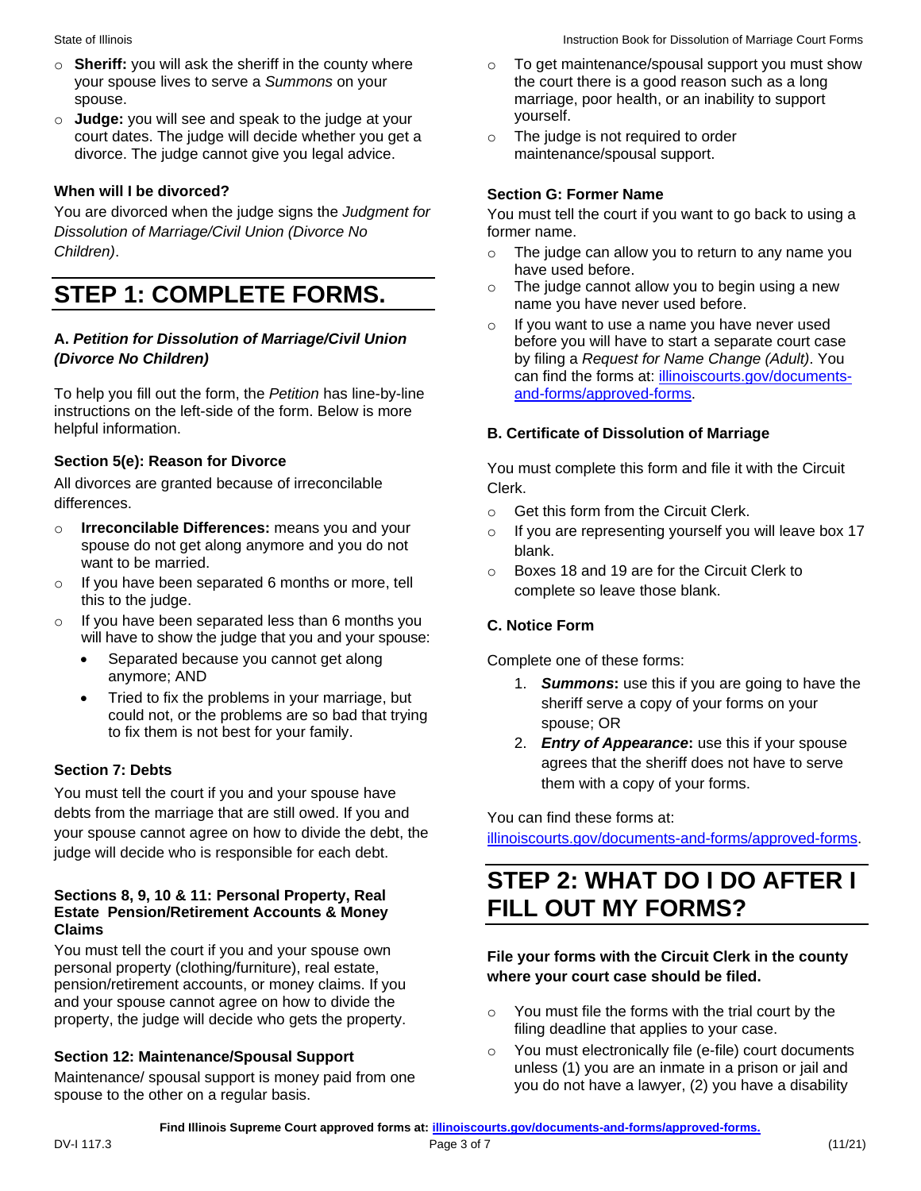- **Sheriff:** you will ask the sheriff in the county where your spouse lives to serve a *Summons* on your spouse.
- **Judge:** you will see and speak to the judge at your court dates. The judge will decide whether you get a divorce. The judge cannot give you legal advice.

### When will I be divorced?

You are divorced when the judge signs the *Judgment for Dissolution of Marriage/Civil Union (Divorce No Children)*.

## STEP 1: COMPLETE FORMS.

### A. *Petition for Dissolution of Marriage/Civil Union (Divorce No Children)*

To help you fill out the form, the *Petition* has line-by-line instructions on the left-side of the form. Below is more helpful information.

#### Section 5(e): Reason for Divorce

All divorces are granted because of irreconcilable differences.

- **Irreconcilable Differences:** means you and your spouse do not get along anymore and you do not want to be married.
- If you have been separated 6 months or more, tell this to the judge.
- If you have been separated less than 6 months you will have to show the judge that you and your spouse:
  - Separated because you cannot get along anymore; AND
  - Tried to fix the problems in your marriage, but could not, or the problems are so bad that trying to fix them is not best for your family.

#### Section 7: Debts

You must tell the court if you and your spouse have debts from the marriage that are still owed. If you and your spouse cannot agree on how to divide the debt, the judge will decide who is responsible for each debt.

#### Sections 8, 9, 10 & 11: Personal Property, Real Estate Pension/Retirement Accounts & Money Claims

You must tell the court if you and your spouse own personal property (clothing/furniture), real estate, pension/retirement accounts, or money claims. If you and your spouse cannot agree on how to divide the property, the judge will decide who gets the property.

#### Section 12: Maintenance/Spousal Support

Maintenance/ spousal support is money paid from one spouse to the other on a regular basis.

- To get maintenance/spousal support you must show the court there is a good reason such as a long marriage, poor health, or an inability to support yourself.
- The judge is not required to order maintenance/spousal support.

#### Section G: Former Name

You must tell the court if you want to go back to using a former name.

- The judge can allow you to return to any name you have used before.
- The judge cannot allow you to begin using a new name you have never used before.
- If you want to use a name you have never used before you will have to start a separate court case by filing a *Request for Name Change (Adult)*. You can find the forms at: illinoiscourts.gov/documents-and-forms/approved-forms.

### B. Certificate of Dissolution of Marriage

You must complete this form and file it with the Circuit Clerk.

- Get this form from the Circuit Clerk.
- If you are representing yourself you will leave box 17 blank.
- Boxes 18 and 19 are for the Circuit Clerk to complete so leave those blank.

### C. Notice Form

Complete one of these forms:

1. ***Summons*:** use this if you are going to have the sheriff serve a copy of your forms on your spouse; OR
2. ***Entry of Appearance*:** use this if your spouse agrees that the sheriff does not have to serve them with a copy of your forms.

You can find these forms at: illinoiscourts.gov/documents-and-forms/approved-forms.

## STEP 2: WHAT DO I DO AFTER I FILL OUT MY FORMS?

**File your forms with the Circuit Clerk in the county where your court case should be filed.**

- You must file the forms with the trial court by the filing deadline that applies to your case.
- You must electronically file (e-file) court documents unless (1) you are an inmate in a prison or jail and you do not have a lawyer, (2) you have a disability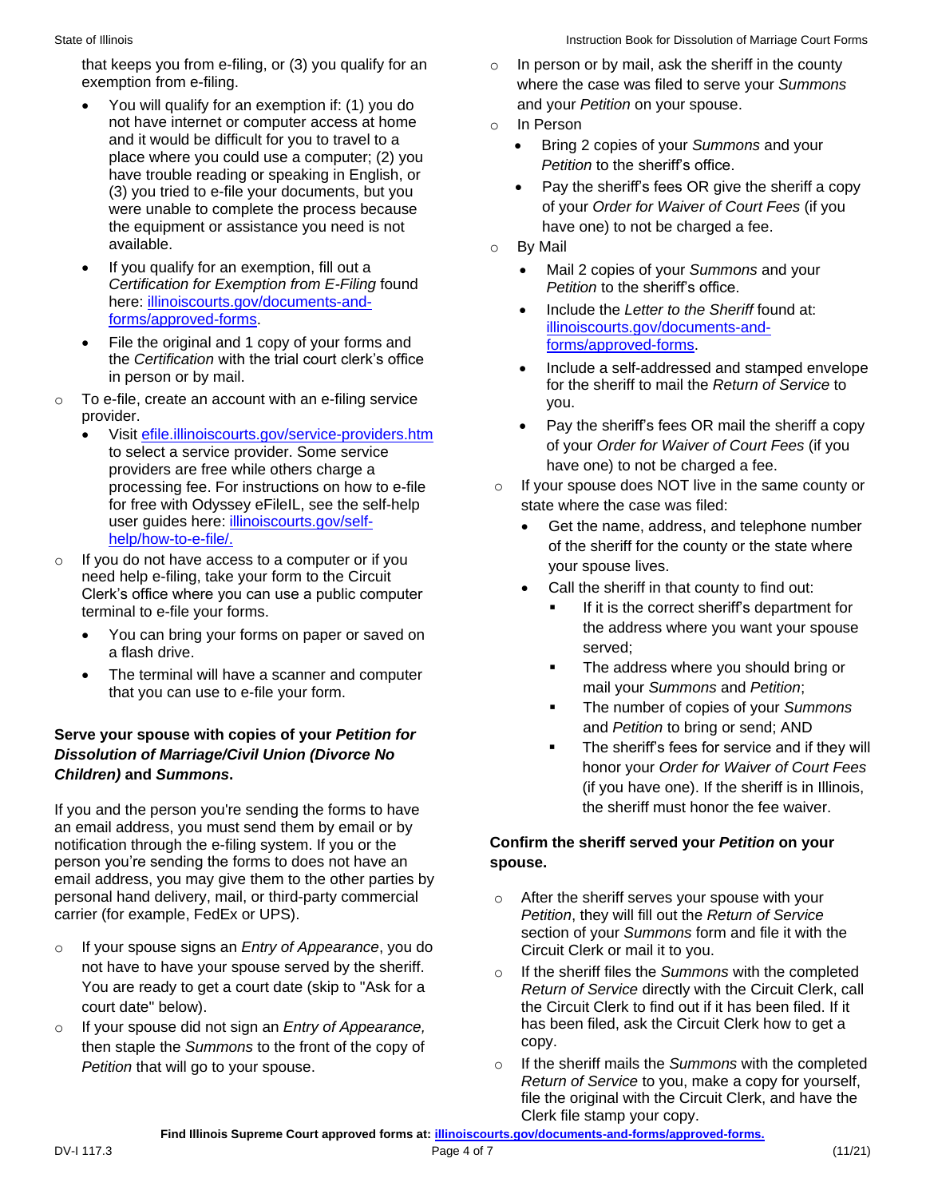that keeps you from e-filing, or (3) you qualify for an exemption from e-filing.

- You will qualify for an exemption if: (1) you do not have internet or computer access at home and it would be difficult for you to travel to a place where you could use a computer; (2) you have trouble reading or speaking in English, or (3) you tried to e-file your documents, but you were unable to complete the process because the equipment or assistance you need is not available.
- If you qualify for an exemption, fill out a *Certification for Exemption from E-Filing* found here: illinoiscourts.gov/documents-and-forms/approved-forms.
- File the original and 1 copy of your forms and the *Certification* with the trial court clerk's office in person or by mail.

- To e-file, create an account with an e-filing service provider.
  - Visit efile.illinoiscourts.gov/service-providers.htm to select a service provider. Some service providers are free while others charge a processing fee. For instructions on how to e-file for free with Odyssey eFileIL, see the self-help user guides here: illinoiscourts.gov/self-help/how-to-e-file/.
- If you do not have access to a computer or if you need help e-filing, take your form to the Circuit Clerk's office where you can use a public computer terminal to e-file your forms.
  - You can bring your forms on paper or saved on a flash drive.
  - The terminal will have a scanner and computer that you can use to e-file your form.

**Serve your spouse with copies of your *Petition for Dissolution of Marriage/Civil Union (Divorce No Children)* and *Summons*.**

If you and the person you're sending the forms to have an email address, you must send them by email or by notification through the e-filing system. If you or the person you're sending the forms to does not have an email address, you may give them to the other parties by personal hand delivery, mail, or third-party commercial carrier (for example, FedEx or UPS).

- If your spouse signs an *Entry of Appearance*, you do not have to have your spouse served by the sheriff. You are ready to get a court date (skip to "Ask for a court date" below).
- If your spouse did not sign an *Entry of Appearance,* then staple the *Summons* to the front of the copy of *Petition* that will go to your spouse.
- In person or by mail, ask the sheriff in the county where the case was filed to serve your *Summons* and your *Petition* on your spouse.
- In Person
  - Bring 2 copies of your *Summons* and your *Petition* to the sheriff's office.
  - Pay the sheriff's fees OR give the sheriff a copy of your *Order for Waiver of Court Fees* (if you have one) to not be charged a fee.
- By Mail
  - Mail 2 copies of your *Summons* and your *Petition* to the sheriff's office.
  - Include the *Letter to the Sheriff* found at: illinoiscourts.gov/documents-and-forms/approved-forms.
  - Include a self-addressed and stamped envelope for the sheriff to mail the *Return of Service* to you.
  - Pay the sheriff's fees OR mail the sheriff a copy of your *Order for Waiver of Court Fees* (if you have one) to not be charged a fee.
- If your spouse does NOT live in the same county or state where the case was filed:
  - Get the name, address, and telephone number of the sheriff for the county or the state where your spouse lives.
  - Call the sheriff in that county to find out:
    - If it is the correct sheriff's department for the address where you want your spouse served;
    - The address where you should bring or mail your *Summons* and *Petition*;
    - The number of copies of your *Summons* and *Petition* to bring or send; AND
    - The sheriff's fees for service and if they will honor your *Order for Waiver of Court Fees* (if you have one). If the sheriff is in Illinois, the sheriff must honor the fee waiver.

**Confirm the sheriff served your *Petition* on your spouse.**

- After the sheriff serves your spouse with your *Petition*, they will fill out the *Return of Service* section of your *Summons* form and file it with the Circuit Clerk or mail it to you.
- If the sheriff files the *Summons* with the completed *Return of Service* directly with the Circuit Clerk, call the Circuit Clerk to find out if it has been filed. If it has been filed, ask the Circuit Clerk how to get a copy.
- If the sheriff mails the *Summons* with the completed *Return of Service* to you, make a copy for yourself, file the original with the Circuit Clerk, and have the Clerk file stamp your copy.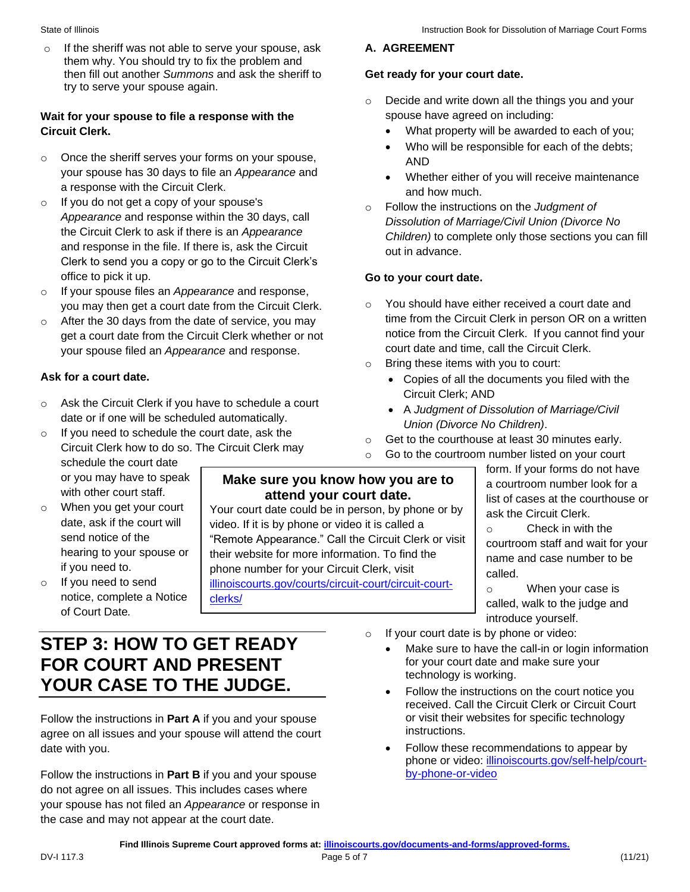- If the sheriff was not able to serve your spouse, ask them why. You should try to fix the problem and then fill out another *Summons* and ask the sheriff to try to serve your spouse again.

**Wait for your spouse to file a response with the Circuit Clerk.**

- Once the sheriff serves your forms on your spouse, your spouse has 30 days to file an *Appearance* and a response with the Circuit Clerk.
- If you do not get a copy of your spouse's *Appearance* and response within the 30 days, call the Circuit Clerk to ask if there is an *Appearance* and response in the file. If there is, ask the Circuit Clerk to send you a copy or go to the Circuit Clerk's office to pick it up.
- If your spouse files an *Appearance* and response, you may then get a court date from the Circuit Clerk.
- After the 30 days from the date of service, you may get a court date from the Circuit Clerk whether or not your spouse filed an *Appearance* and response.

**Ask for a court date.**

- Ask the Circuit Clerk if you have to schedule a court date or if one will be scheduled automatically.
- If you need to schedule the court date, ask the Circuit Clerk how to do so. The Circuit Clerk may schedule the court date or you may have to speak with other court staff.
- When you get your court date, ask if the court will send notice of the hearing to your spouse or if you need to.
- If you need to send notice, complete a Notice of Court Date.

**Make sure you know how you are to attend your court date.**

Your court date could be in person, by phone or by video. If it is by phone or video it is called a "Remote Appearance." Call the Circuit Clerk or visit their website for more information. To find the phone number for your Circuit Clerk, visit illinoiscourts.gov/courts/circuit-court/circuit-court-clerks/

# STEP 3: HOW TO GET READY FOR COURT AND PRESENT YOUR CASE TO THE JUDGE.

Follow the instructions in **Part A** if you and your spouse agree on all issues and your spouse will attend the court date with you.

Follow the instructions in **Part B** if you and your spouse do not agree on all issues. This includes cases where your spouse has not filed an *Appearance* or response in the case and may not appear at the court date.

## A. AGREEMENT

**Get ready for your court date.**

- Decide and write down all the things you and your spouse have agreed on including:
  - What property will be awarded to each of you;
  - Who will be responsible for each of the debts; AND
  - Whether either of you will receive maintenance and how much.
- Follow the instructions on the *Judgment of Dissolution of Marriage/Civil Union (Divorce No Children)* to complete only those sections you can fill out in advance.

**Go to your court date.**

- You should have either received a court date and time from the Circuit Clerk in person OR on a written notice from the Circuit Clerk. If you cannot find your court date and time, call the Circuit Clerk.
- Bring these items with you to court:
  - Copies of all the documents you filed with the Circuit Clerk; AND
  - A *Judgment of Dissolution of Marriage/Civil Union (Divorce No Children)*.
- Get to the courthouse at least 30 minutes early.
- Go to the courtroom number listed on your court form. If your forms do not have a courtroom number look for a list of cases at the courthouse or ask the Circuit Clerk.
- Check in with the courtroom staff and wait for your name and case number to be called.
- When your case is called, walk to the judge and introduce yourself.
- If your court date is by phone or video:
  - Make sure to have the call-in or login information for your court date and make sure your technology is working.
  - Follow the instructions on the court notice you received. Call the Circuit Clerk or Circuit Court or visit their websites for specific technology instructions.
  - Follow these recommendations to appear by phone or video: illinoiscourts.gov/self-help/court-by-phone-or-video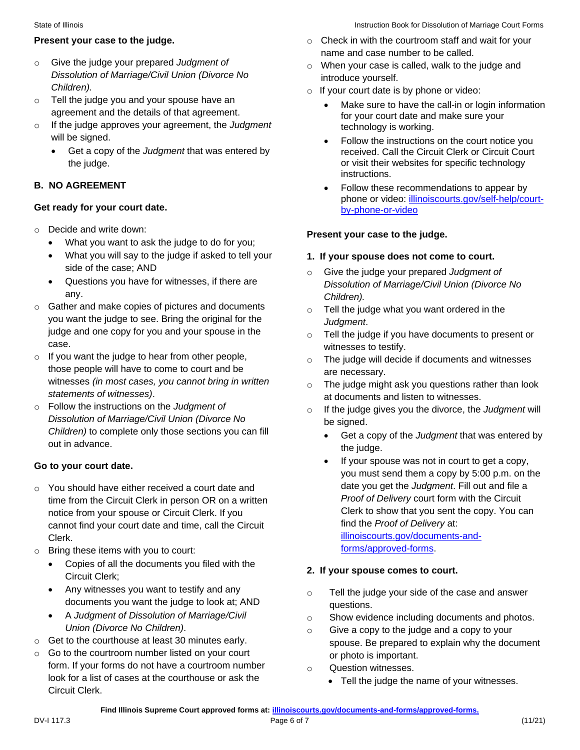**Present your case to the judge.**

- Give the judge your prepared *Judgment of Dissolution of Marriage/Civil Union (Divorce No Children).*
- Tell the judge you and your spouse have an agreement and the details of that agreement.
- If the judge approves your agreement, the *Judgment* will be signed.
  - Get a copy of the *Judgment* that was entered by the judge.

### B. NO AGREEMENT

**Get ready for your court date.**

- Decide and write down:
  - What you want to ask the judge to do for you;
  - What you will say to the judge if asked to tell your side of the case; AND
  - Questions you have for witnesses, if there are any.
- Gather and make copies of pictures and documents you want the judge to see. Bring the original for the judge and one copy for you and your spouse in the case.
- If you want the judge to hear from other people, those people will have to come to court and be witnesses *(in most cases, you cannot bring in written statements of witnesses)*.
- Follow the instructions on the *Judgment of Dissolution of Marriage/Civil Union (Divorce No Children)* to complete only those sections you can fill out in advance.

**Go to your court date.**

- You should have either received a court date and time from the Circuit Clerk in person OR on a written notice from your spouse or Circuit Clerk. If you cannot find your court date and time, call the Circuit Clerk.
- Bring these items with you to court:
  - Copies of all the documents you filed with the Circuit Clerk;
  - Any witnesses you want to testify and any documents you want the judge to look at; AND
  - A *Judgment of Dissolution of Marriage/Civil Union (Divorce No Children)*.
- Get to the courthouse at least 30 minutes early.
- Go to the courtroom number listed on your court form. If your forms do not have a courtroom number look for a list of cases at the courthouse or ask the Circuit Clerk.
- Check in with the courtroom staff and wait for your name and case number to be called.
- When your case is called, walk to the judge and introduce yourself.
- If your court date is by phone or video:
  - Make sure to have the call-in or login information for your court date and make sure your technology is working.
  - Follow the instructions on the court notice you received. Call the Circuit Clerk or Circuit Court or visit their websites for specific technology instructions.
  - Follow these recommendations to appear by phone or video: illinoiscourts.gov/self-help/court-by-phone-or-video

**Present your case to the judge.**

**1. If your spouse does not come to court.**

- Give the judge your prepared *Judgment of Dissolution of Marriage/Civil Union (Divorce No Children).*
- Tell the judge what you want ordered in the *Judgment*.
- Tell the judge if you have documents to present or witnesses to testify.
- The judge will decide if documents and witnesses are necessary.
- The judge might ask you questions rather than look at documents and listen to witnesses.
- If the judge gives you the divorce, the *Judgment* will be signed.
  - Get a copy of the *Judgment* that was entered by the judge.
  - If your spouse was not in court to get a copy, you must send them a copy by 5:00 p.m. on the date you get the *Judgment*. Fill out and file a *Proof of Delivery* court form with the Circuit Clerk to show that you sent the copy. You can find the *Proof of Delivery* at: illinoiscourts.gov/documents-and-forms/approved-forms.

**2. If your spouse comes to court.**

- Tell the judge your side of the case and answer questions.
- Show evidence including documents and photos.
- Give a copy to the judge and a copy to your spouse. Be prepared to explain why the document or photo is important.
- Question witnesses.
  - Tell the judge the name of your witnesses.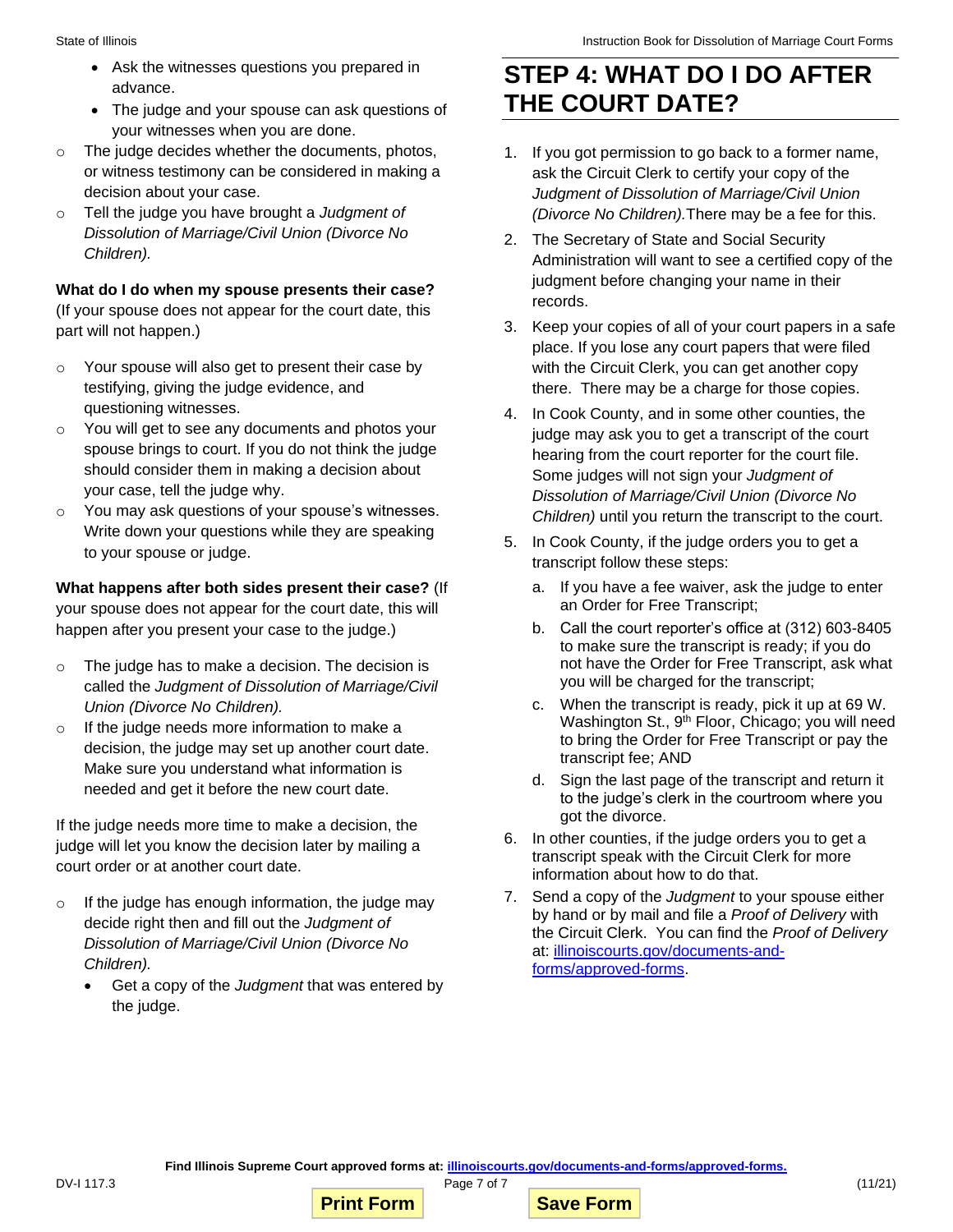- Ask the witnesses questions you prepared in advance.
- The judge and your spouse can ask questions of your witnesses when you are done.

- The judge decides whether the documents, photos, or witness testimony can be considered in making a decision about your case.
- Tell the judge you have brought a *Judgment of Dissolution of Marriage/Civil Union (Divorce No Children).*

**What do I do when my spouse presents their case?** (If your spouse does not appear for the court date, this part will not happen.)

- Your spouse will also get to present their case by testifying, giving the judge evidence, and questioning witnesses.
- You will get to see any documents and photos your spouse brings to court. If you do not think the judge should consider them in making a decision about your case, tell the judge why.
- You may ask questions of your spouse's witnesses. Write down your questions while they are speaking to your spouse or judge.

**What happens after both sides present their case?** (If your spouse does not appear for the court date, this will happen after you present your case to the judge.)

- The judge has to make a decision. The decision is called the *Judgment of Dissolution of Marriage/Civil Union (Divorce No Children).*
- If the judge needs more information to make a decision, the judge may set up another court date. Make sure you understand what information is needed and get it before the new court date.

If the judge needs more time to make a decision, the judge will let you know the decision later by mailing a court order or at another court date.

- If the judge has enough information, the judge may decide right then and fill out the *Judgment of Dissolution of Marriage/Civil Union (Divorce No Children).*
  - Get a copy of the *Judgment* that was entered by the judge.

## STEP 4: WHAT DO I DO AFTER THE COURT DATE?

1. If you got permission to go back to a former name, ask the Circuit Clerk to certify your copy of the *Judgment of Dissolution of Marriage/Civil Union (Divorce No Children).* There may be a fee for this.
2. The Secretary of State and Social Security Administration will want to see a certified copy of the judgment before changing your name in their records.
3. Keep your copies of all of your court papers in a safe place. If you lose any court papers that were filed with the Circuit Clerk, you can get another copy there. There may be a charge for those copies.
4. In Cook County, and in some other counties, the judge may ask you to get a transcript of the court hearing from the court reporter for the court file. Some judges will not sign your *Judgment of Dissolution of Marriage/Civil Union (Divorce No Children)* until you return the transcript to the court.
5. In Cook County, if the judge orders you to get a transcript follow these steps:
   a. If you have a fee waiver, ask the judge to enter an Order for Free Transcript;
   b. Call the court reporter's office at (312) 603-8405 to make sure the transcript is ready; if you do not have the Order for Free Transcript, ask what you will be charged for the transcript;
   c. When the transcript is ready, pick it up at 69 W. Washington St., 9th Floor, Chicago; you will need to bring the Order for Free Transcript or pay the transcript fee; AND
   d. Sign the last page of the transcript and return it to the judge's clerk in the courtroom where you got the divorce.
6. In other counties, if the judge orders you to get a transcript speak with the Circuit Clerk for more information about how to do that.
7. Send a copy of the *Judgment* to your spouse either by hand or by mail and file a *Proof of Delivery* with the Circuit Clerk. You can find the *Proof of Delivery* at: illinoiscourts.gov/documents-and-forms/approved-forms.